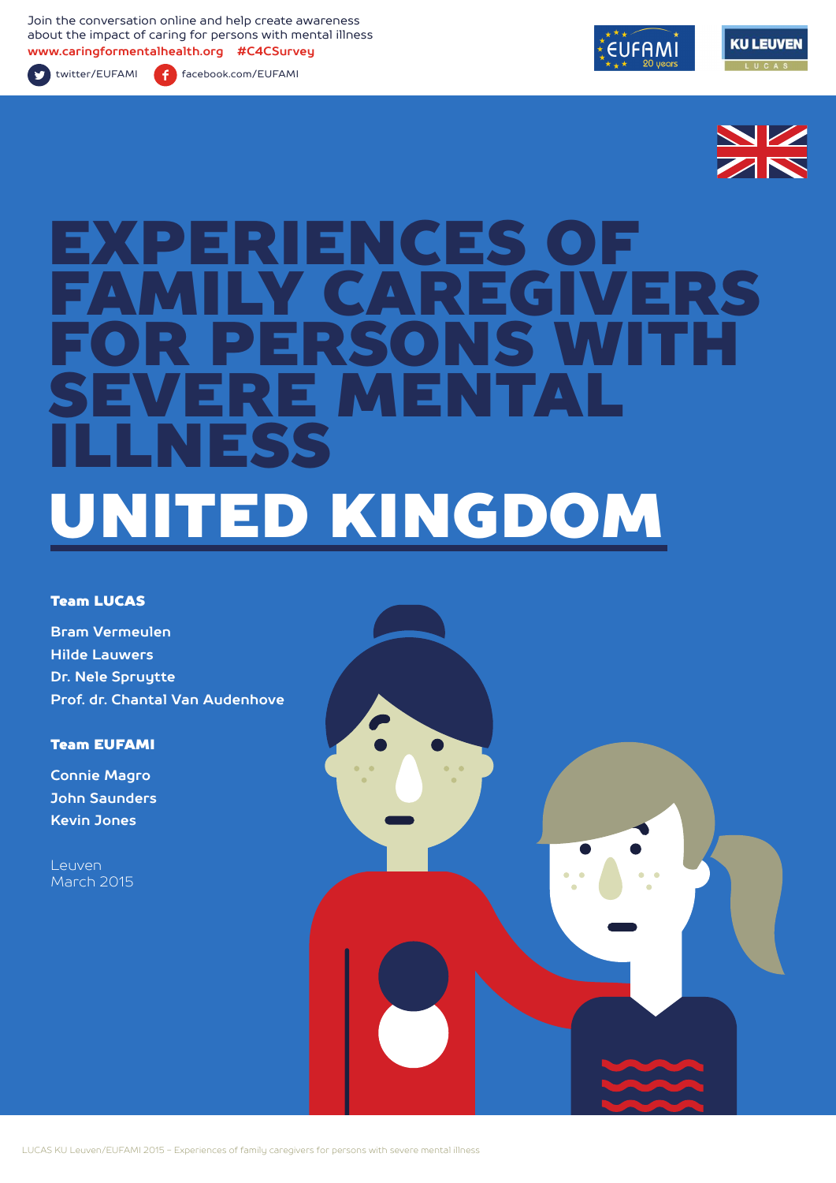Join the conversation online and help create awareness about the impact of caring for persons with mental illness
www.caringformentalhealth.org #C4CSurvey

twitter/EUFAMI facebook.com/EUFAMI

EUFAMI 20 years

KU LEUVEN LUCAS

# EXPERIENCES OF FAMILY CAREGIVERS FOR PERSONS WITH SEVERE MENTAL ILLNESS

# UNITED KINGDOM

**Team LUCAS**

Bram Vermeulen
Hilde Lauwers
Dr. Nele Spruytte
Prof. dr. Chantal Van Audenhove

**Team EUFAMI**

Connie Magro
John Saunders
Kevin Jones

Leuven
March 2015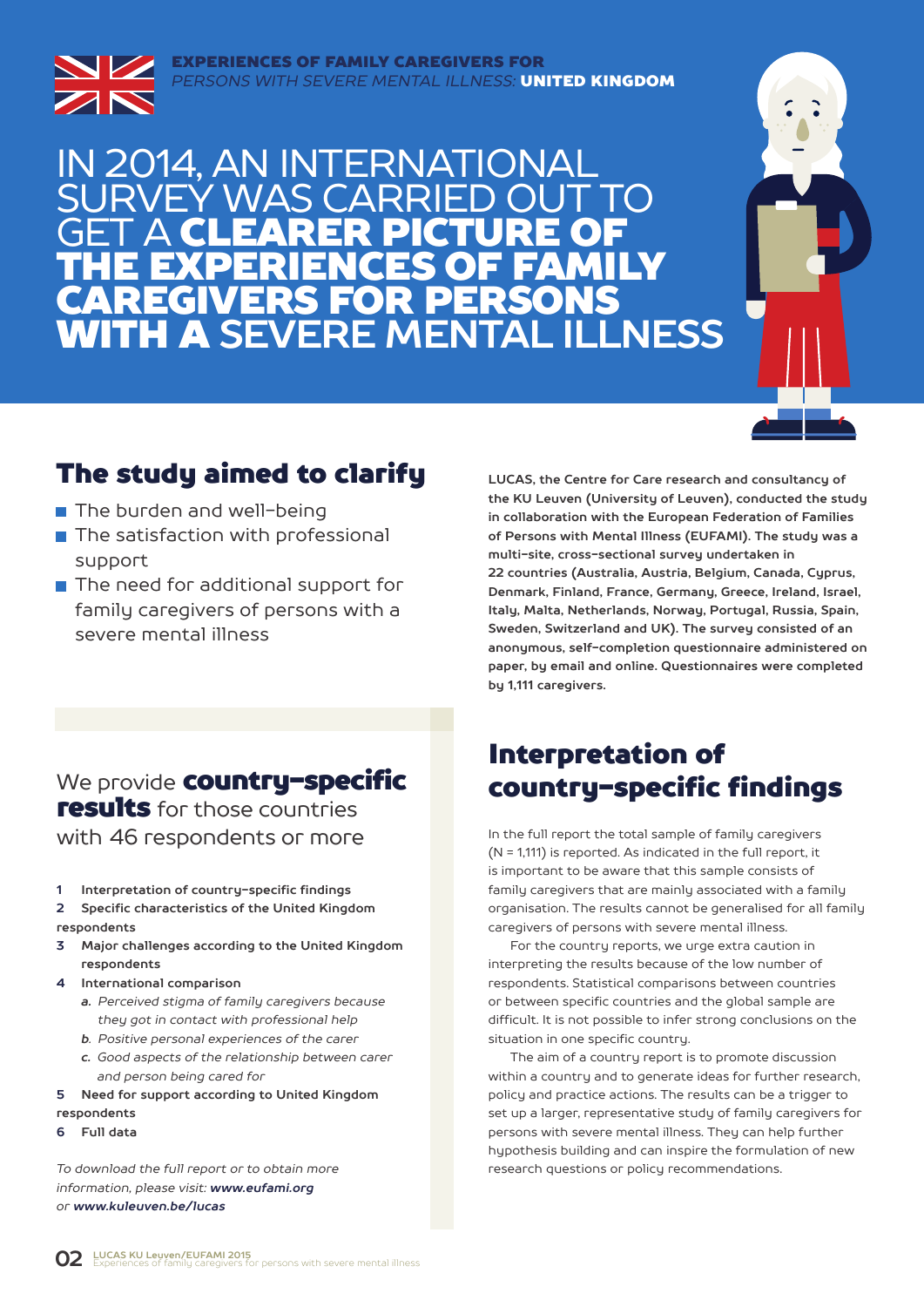**EXPERIENCES OF FAMILY CAREGIVERS FOR**
*PERSONS WITH SEVERE MENTAL ILLNESS:* **UNITED KINGDOM**

# IN 2014, AN INTERNATIONAL SURVEY WAS CARRIED OUT TO GET A **CLEARER PICTURE OF THE EXPERIENCES OF FAMILY CAREGIVERS FOR PERSONS WITH A** SEVERE MENTAL ILLNESS

## The study aimed to clarify

- The burden and well-being
- The satisfaction with professional support
- The need for additional support for family caregivers of persons with a severe mental illness

**LUCAS, the Centre for Care research and consultancy of the KU Leuven (University of Leuven), conducted the study in collaboration with the European Federation of Families of Persons with Mental Illness (EUFAMI). The study was a multi-site, cross-sectional survey undertaken in 22 countries (Australia, Austria, Belgium, Canada, Cyprus, Denmark, Finland, France, Germany, Greece, Ireland, Israel, Italy, Malta, Netherlands, Norway, Portugal, Russia, Spain, Sweden, Switzerland and UK). The survey consisted of an anonymous, self-completion questionnaire administered on paper, by email and online. Questionnaires were completed by 1,111 caregivers.**

We provide **country-specific results** for those countries with 46 respondents or more

1. **Interpretation of country-specific findings**
2. **Specific characteristics of the United Kingdom respondents**
3. **Major challenges according to the United Kingdom respondents**
4. **International comparison**
   a. *Perceived stigma of family caregivers because they got in contact with professional help*
   b. *Positive personal experiences of the carer*
   c. *Good aspects of the relationship between carer and person being cared for*
5. **Need for support according to United Kingdom respondents**
6. **Full data**

*To download the full report or to obtain more information, please visit:* ***www.eufami.org*** *or* ***www.kuleuven.be/lucas***

## Interpretation of country-specific findings

In the full report the total sample of family caregivers (N = 1,111) is reported. As indicated in the full report, it is important to be aware that this sample consists of family caregivers that are mainly associated with a family organisation. The results cannot be generalised for all family caregivers of persons with severe mental illness.

For the country reports, we urge extra caution in interpreting the results because of the low number of respondents. Statistical comparisons between countries or between specific countries and the global sample are difficult. It is not possible to infer strong conclusions on the situation in one specific country.

The aim of a country report is to promote discussion within a country and to generate ideas for further research, policy and practice actions. The results can be a trigger to set up a larger, representative study of family caregivers for persons with severe mental illness. They can help further hypothesis building and can inspire the formulation of new research questions or policy recommendations.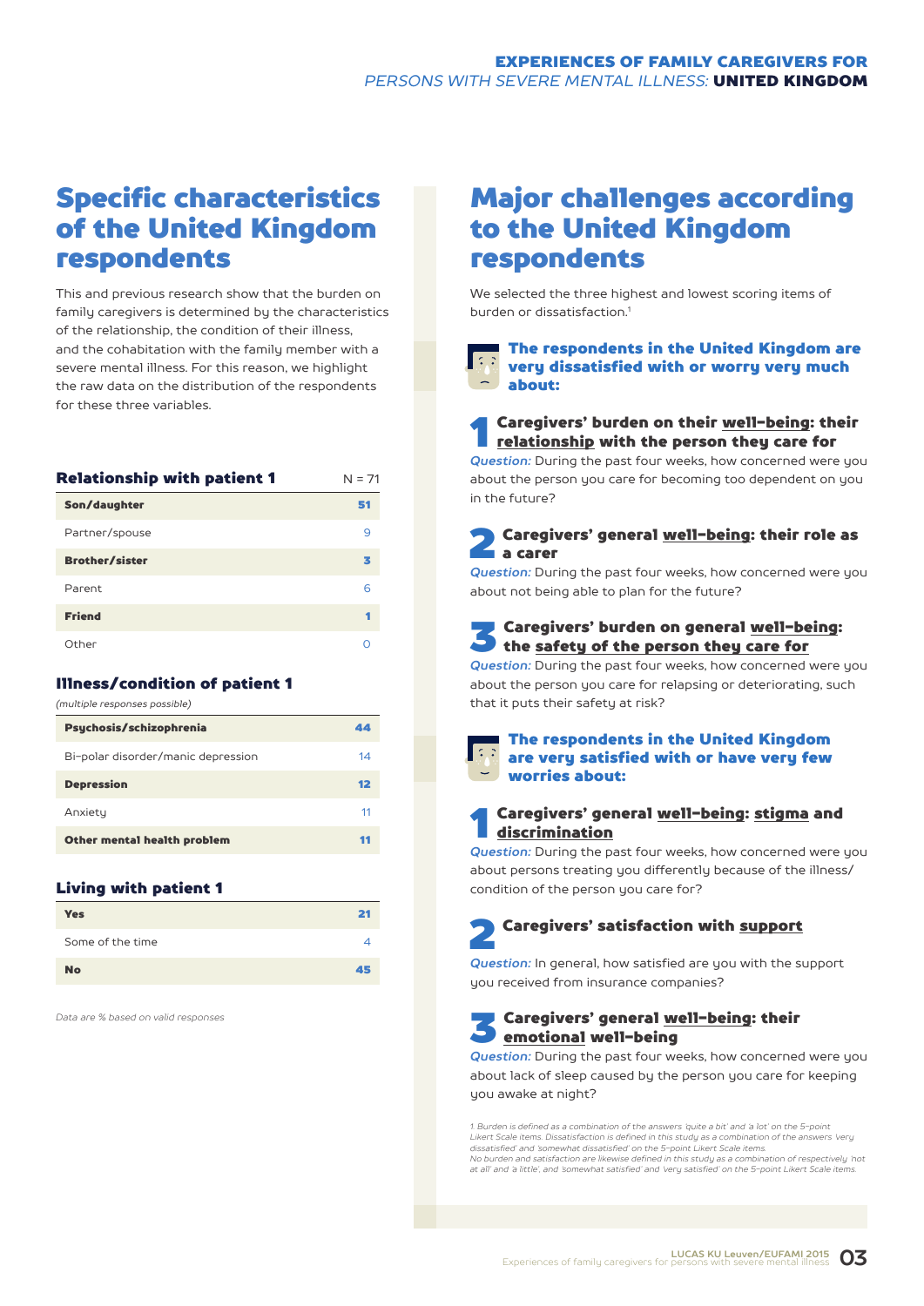## Specific characteristics of the United Kingdom respondents

This and previous research show that the burden on family caregivers is determined by the characteristics of the relationship, the condition of their illness, and the cohabitation with the family member with a severe mental illness. For this reason, we highlight the raw data on the distribution of the respondents for these three variables.

| Relationship with patient 1 | N = 71 |
|---|---|
| **Son/daughter** | **51** |
| Partner/spouse | 9 |
| **Brother/sister** | **3** |
| Parent | 6 |
| **Friend** | **1** |
| Other | 0 |

### Illness/condition of patient 1

*(multiple responses possible)*

| | |
|---|---|
| **Psychosis/schizophrenia** | **44** |
| Bi-polar disorder/manic depression | 14 |
| **Depression** | **12** |
| Anxiety | 11 |
| **Other mental health problem** | **11** |

### Living with patient 1

| | |
|---|---|
| **Yes** | **21** |
| Some of the time | 4 |
| **No** | **45** |

*Data are % based on valid responses*

## Major challenges according to the United Kingdom respondents

We selected the three highest and lowest scoring items of burden or dissatisfaction.[1]

### The respondents in the United Kingdom are very dissatisfied with or worry very much about:

**1 Caregivers' burden on their well-being: their relationship with the person they care for**

*Question:* During the past four weeks, how concerned were you about the person you care for becoming too dependent on you in the future?

**2 Caregivers' general well-being: their role as a carer**

*Question:* During the past four weeks, how concerned were you about not being able to plan for the future?

**3 Caregivers' burden on general well-being: the safety of the person they care for**

*Question:* During the past four weeks, how concerned were you about the person you care for relapsing or deteriorating, such that it puts their safety at risk?

### The respondents in the United Kingdom are very satisfied with or have very few worries about:

**1 Caregivers' general well-being: stigma and discrimination**

*Question:* During the past four weeks, how concerned were you about persons treating you differently because of the illness/ condition of the person you care for?

**2 Caregivers' satisfaction with support**

*Question:* In general, how satisfied are you with the support you received from insurance companies?

**3 Caregivers' general well-being: their emotional well-being**

*Question:* During the past four weeks, how concerned were you about lack of sleep caused by the person you care for keeping you awake at night?

*1. Burden is defined as a combination of the answers 'quite a bit' and 'a lot' on the 5-point Likert Scale items. Dissatisfaction is defined in this study as a combination of the answers 'very dissatisfied' and 'somewhat dissatisfied' on the 5-point Likert Scale items. No burden and satisfaction are likewise defined in this study as a combination of respectively 'not at all' and 'a little', and 'somewhat satisfied' and 'very satisfied' on the 5-point Likert Scale items.*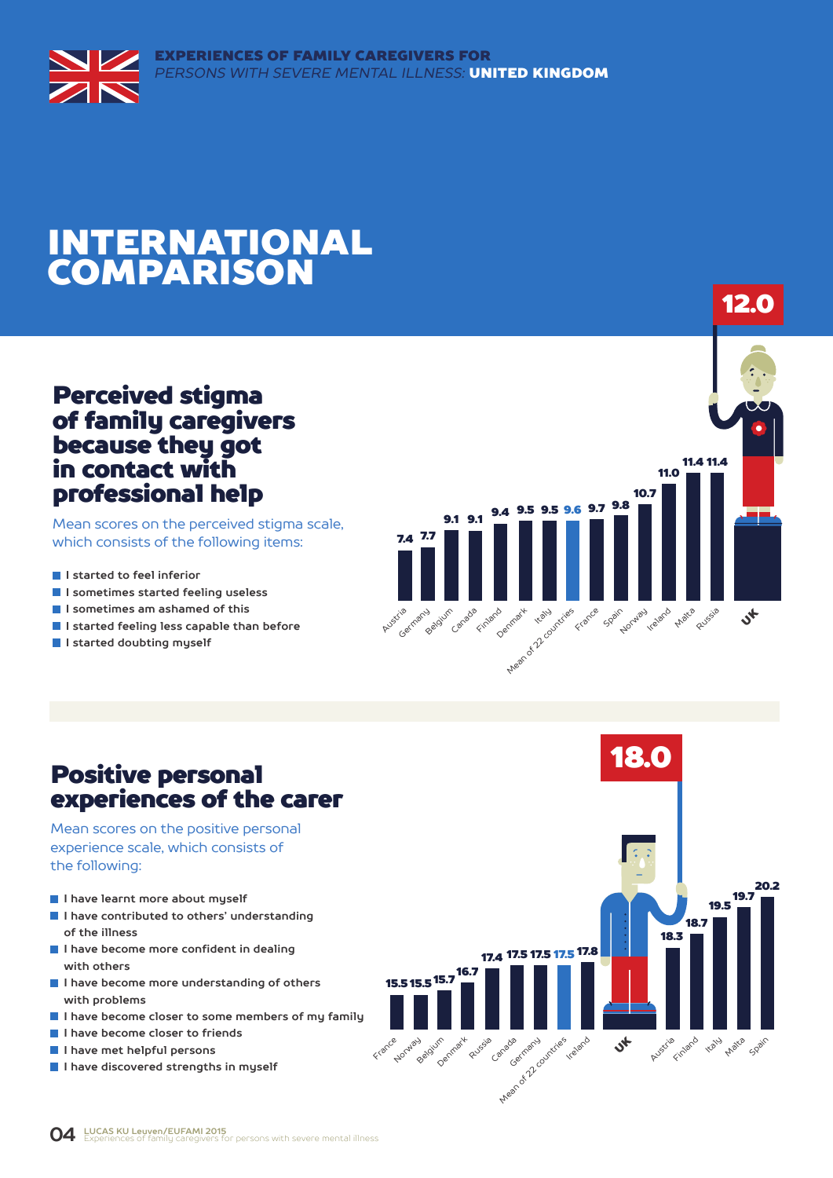# INTERNATIONAL COMPARISON

## Perceived stigma of family caregivers because they got in contact with professional help

Mean scores on the perceived stigma scale, which consists of the following items:

- I started to feel inferior
- I sometimes started feeling useless
- I sometimes am ashamed of this
- I started feeling less capable than before
- I started doubting myself

| Country | Score |
|---|---|
| Austria | 7.4 |
| Germany | 7.7 |
| Belgium | 9.1 |
| Canada | 9.1 |
| Finland | 9.4 |
| Denmark | 9.5 |
| Italy | 9.5 |
| Mean of 22 countries | 9.6 |
| France | 9.7 |
| Spain | 9.8 |
| Norway | 10.7 |
| Ireland | 11.0 |
| Malta | 11.4 |
| Russia | 11.4 |
| UK | 12.0 |

## Positive personal experiences of the carer

Mean scores on the positive personal experience scale, which consists of the following:

- I have learnt more about myself
- I have contributed to others' understanding of the illness
- I have become more confident in dealing with others
- I have become more understanding of others with problems
- I have become closer to some members of my family
- I have become closer to friends
- I have met helpful persons
- I have discovered strengths in myself

| Country | Score |
|---|---|
| France | 15.5 |
| Norway | 15.5 |
| Belgium | 15.7 |
| Denmark | 16.7 |
| Russia | 17.4 |
| Canada | 17.5 |
| Germany | 17.5 |
| Mean of 22 countries | 17.5 |
| Ireland | 17.8 |
| UK | 18.0 |
| Austria | 18.3 |
| Finland | 18.7 |
| Italy | 19.5 |
| Malta | 19.7 |
| Spain | 20.2 |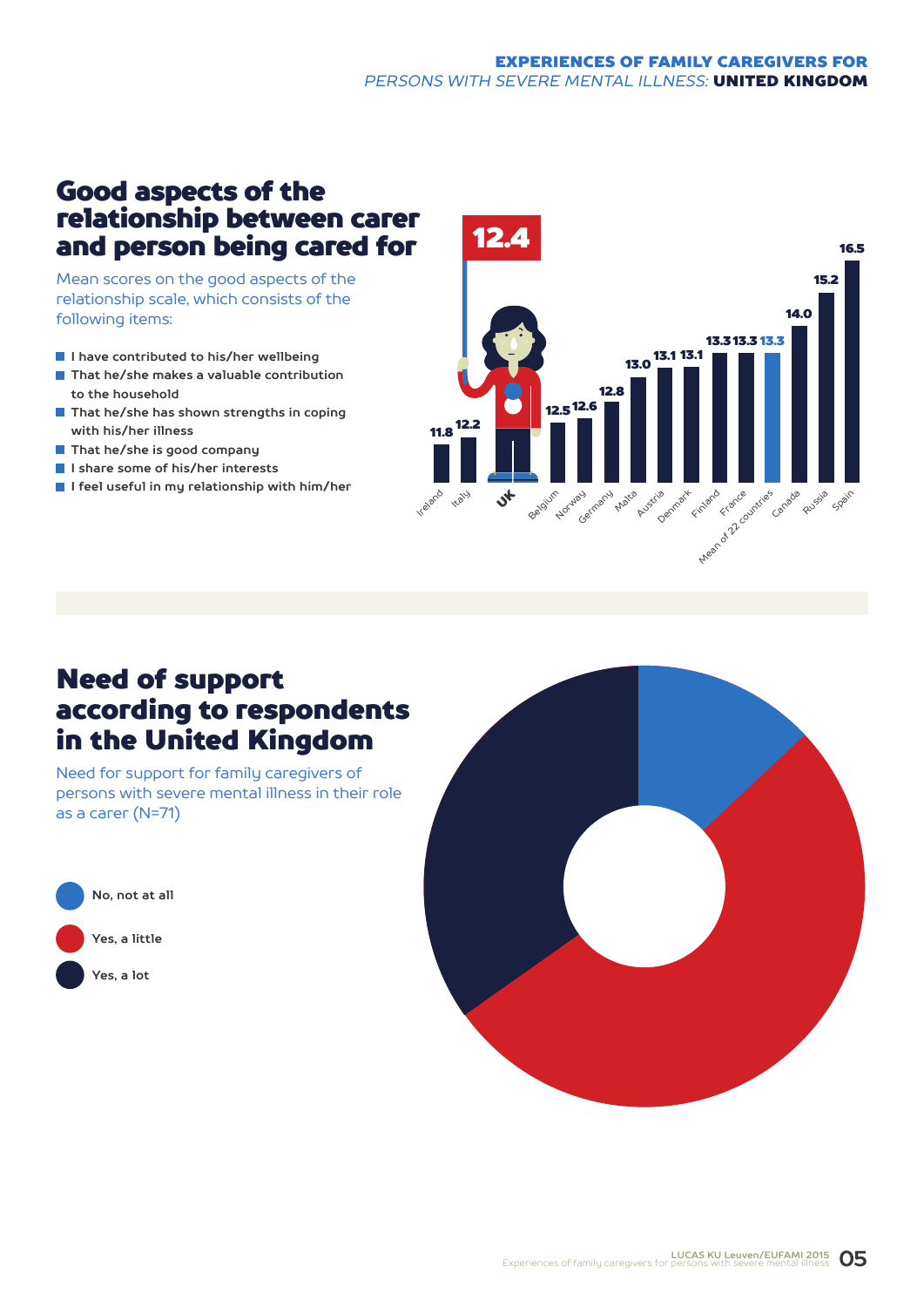## Good aspects of the relationship between carer and person being cared for

Mean scores on the good aspects of the relationship scale, which consists of the following items:

- I have contributed to his/her wellbeing
- That he/she makes a valuable contribution to the household
- That he/she has shown strengths in coping with his/her illness
- That he/she is good company
- I share some of his/her interests
- I feel useful in my relationship with him/her

| Country | Mean score |
|---|---|
| Ireland | 11.8 |
| Italy | 12.2 |
| UK | 12.4 |
| Belgium | 12.5 |
| Norway | 12.6 |
| Germany | 12.8 |
| Malta | 13.0 |
| Austria | 13.1 |
| Denmark | 13.1 |
| Finland | 13.3 |
| France | 13.3 |
| Mean of 22 countries | 13.3 |
| Canada | 14.0 |
| Russia | 15.2 |
| Spain | 16.5 |

## Need of support according to respondents in the United Kingdom

Need for support for family caregivers of persons with severe mental illness in their role as a carer (N=71)

- No, not at all
- Yes, a little
- Yes, a lot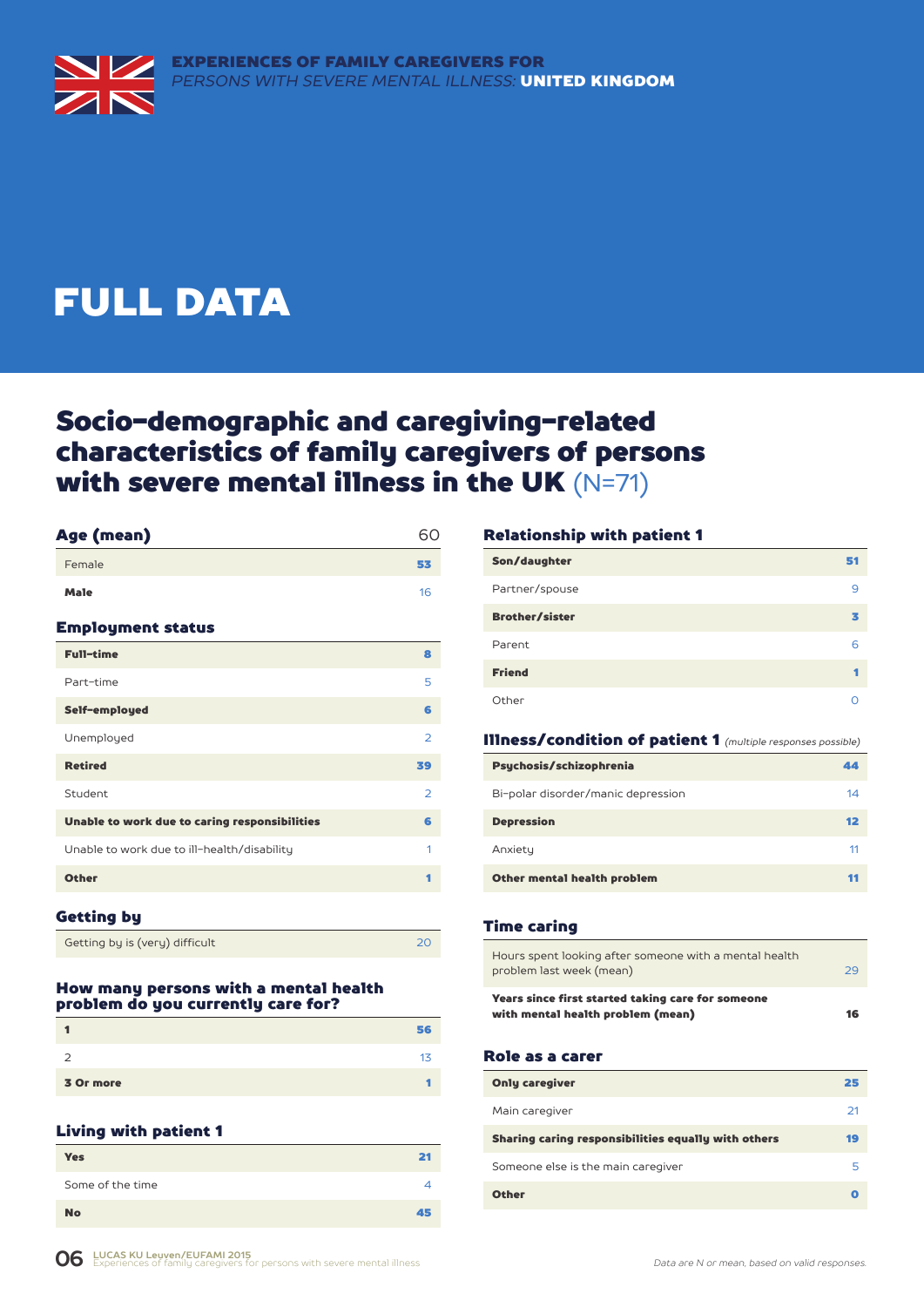EXPERIENCES OF FAMILY CAREGIVERS FOR
*PERSONS WITH SEVERE MENTAL ILLNESS:* **UNITED KINGDOM**

# FULL DATA

## Socio-demographic and caregiving-related characteristics of family caregivers of persons with severe mental illness in the UK (N=71)

### Age (mean)

| Age (mean) | 60 |
|---|---|
| Female | 53 |
| Male | 16 |

### Employment status

| Employment status | |
|---|---|
| Full-time | 8 |
| Part-time | 5 |
| Self-employed | 6 |
| Unemployed | 2 |
| Retired | 39 |
| Student | 2 |
| Unable to work due to caring responsibilities | 6 |
| Unable to work due to ill-health/disability | 1 |
| Other | 1 |

### Getting by

| Getting by | |
|---|---|
| Getting by is (very) difficult | 20 |

### How many persons with a mental health problem do you currently care for?

| How many persons with a mental health problem do you currently care for? | |
|---|---|
| 1 | 56 |
| 2 | 13 |
| 3 Or more | 1 |

### Living with patient 1

| Living with patient 1 | |
|---|---|
| Yes | 21 |
| Some of the time | 4 |
| No | 45 |

### Relationship with patient 1

| Relationship with patient 1 | |
|---|---|
| Son/daughter | 51 |
| Partner/spouse | 9 |
| Brother/sister | 3 |
| Parent | 6 |
| Friend | 1 |
| Other | 0 |

### Illness/condition of patient 1 *(multiple responses possible)*

| Illness/condition of patient 1 | |
|---|---|
| Psychosis/schizophrenia | 44 |
| Bi-polar disorder/manic depression | 14 |
| Depression | 12 |
| Anxiety | 11 |
| Other mental health problem | 11 |

### Time caring

| Time caring | |
|---|---|
| Hours spent looking after someone with a mental health problem last week (mean) | 29 |
| Years since first started taking care for someone with mental health problem (mean) | 16 |

### Role as a carer

| Role as a carer | |
|---|---|
| Only caregiver | 25 |
| Main caregiver | 21 |
| Sharing caring responsibilities equally with others | 19 |
| Someone else is the main caregiver | 5 |
| Other | 0 |

*Data are N or mean, based on valid responses.*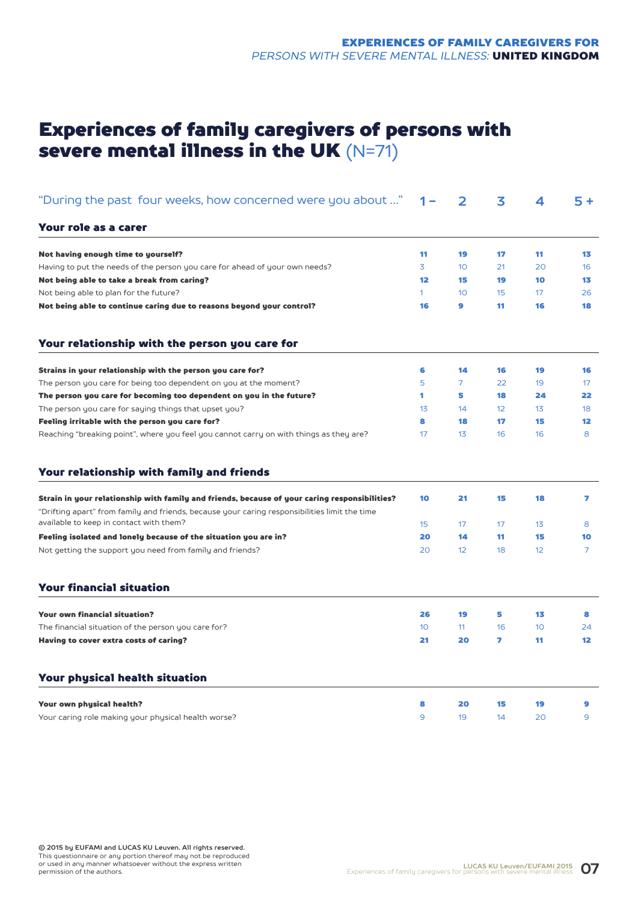# Experiences of family caregivers of persons with severe mental illness in the UK (N=71)

| "During the past four weeks, how concerned were you about ..." | 1 – | 2 | 3 | 4 | 5 + |
|---|---|---|---|---|---|
| **Your role as a carer** | | | | | |
| **Not having enough time to yourself?** | **11** | **19** | **17** | **11** | **13** |
| Having to put the needs of the person you care for ahead of your own needs? | 3 | 10 | 21 | 20 | 16 |
| **Not being able to take a break from caring?** | **12** | **15** | **19** | **10** | **13** |
| Not being able to plan for the future? | 1 | 10 | 15 | 17 | 26 |
| **Not being able to continue caring due to reasons beyond your control?** | **16** | **9** | **11** | **16** | **18** |
| **Your relationship with the person you care for** | | | | | |
| **Strains in your relationship with the person you care for?** | **6** | **14** | **16** | **19** | **16** |
| The person you care for being too dependent on you at the moment? | 5 | 7 | 22 | 19 | 17 |
| **The person you care for becoming too dependent on you in the future?** | **1** | **5** | **18** | **24** | **22** |
| The person you care for saying things that upset you? | 13 | 14 | 12 | 13 | 18 |
| **Feeling irritable with the person you care for?** | **8** | **18** | **17** | **15** | **12** |
| Reaching "breaking point", where you feel you cannot carry on with things as they are? | 17 | 13 | 16 | 16 | 8 |
| **Your relationship with family and friends** | | | | | |
| **Strain in your relationship with family and friends, because of your caring responsibilities?** | **10** | **21** | **15** | **18** | **7** |
| "Drifting apart" from family and friends, because your caring responsibilities limit the time available to keep in contact with them? | 15 | 17 | 17 | 13 | 8 |
| **Feeling isolated and lonely because of the situation you are in?** | **20** | **14** | **11** | **15** | **10** |
| Not getting the support you need from family and friends? | 20 | 12 | 18 | 12 | 7 |
| **Your financial situation** | | | | | |
| **Your own financial situation?** | **26** | **19** | **5** | **13** | **8** |
| The financial situation of the person you care for? | 10 | 11 | 16 | 10 | 24 |
| **Having to cover extra costs of caring?** | **21** | **20** | **7** | **11** | **12** |
| **Your physical health situation** | | | | | |
| **Your own physical health?** | **8** | **20** | **15** | **19** | **9** |
| Your caring role making your physical health worse? | 9 | 19 | 14 | 20 | 9 |

**© 2015 by EUFAMI and LUCAS KU Leuven. All rights reserved.**
This questionnaire or any portion thereof may not be reproduced or used in any manner whatsoever without the express written permission of the authors.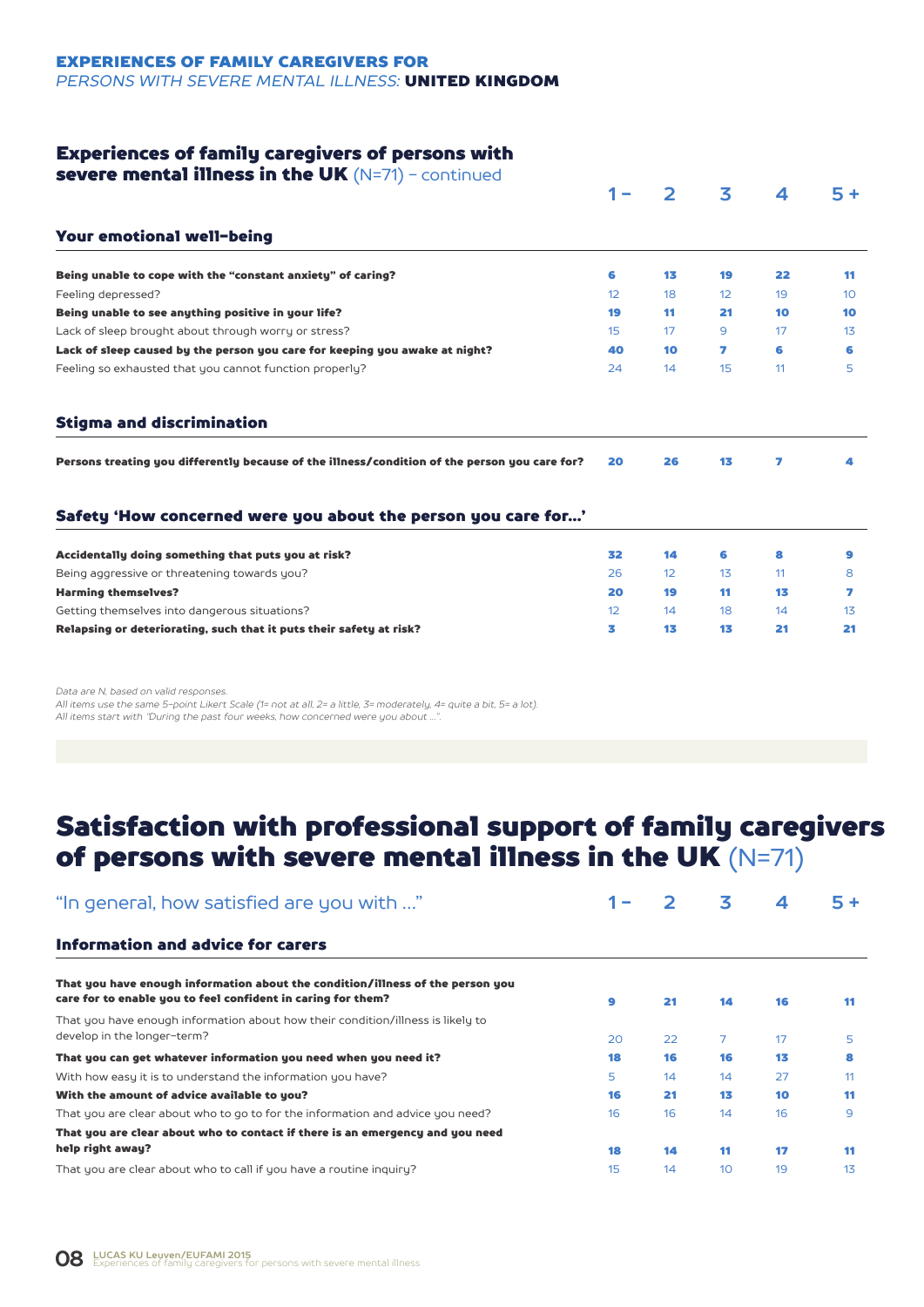**EXPERIENCES OF FAMILY CAREGIVERS FOR**
*PERSONS WITH SEVERE MENTAL ILLNESS:* **UNITED KINGDOM**

## Experiences of family caregivers of persons with severe mental illness in the UK (N=71) – continued

| | 1 – | 2 | 3 | 4 | 5 + |
|---|---|---|---|---|---|
| **Your emotional well-being** | | | | | |
| **Being unable to cope with the "constant anxiety" of caring?** | **6** | **13** | **19** | **22** | **11** |
| Feeling depressed? | 12 | 18 | 12 | 19 | 10 |
| **Being unable to see anything positive in your life?** | **19** | **11** | **21** | **10** | **10** |
| Lack of sleep brought about through worry or stress? | 15 | 17 | 9 | 17 | 13 |
| **Lack of sleep caused by the person you care for keeping you awake at night?** | **40** | **10** | **7** | **6** | **6** |
| Feeling so exhausted that you cannot function properly? | 24 | 14 | 15 | 11 | 5 |
| **Stigma and discrimination** | | | | | |
| **Persons treating you differently because of the illness/condition of the person you care for?** | **20** | **26** | **13** | **7** | **4** |
| **Safety 'How concerned were you about the person you care for…'** | | | | | |
| **Accidentally doing something that puts you at risk?** | **32** | **14** | **6** | **8** | **9** |
| Being aggressive or threatening towards you? | 26 | 12 | 13 | 11 | 8 |
| **Harming themselves?** | **20** | **19** | **11** | **13** | **7** |
| Getting themselves into dangerous situations? | 12 | 14 | 18 | 14 | 13 |
| **Relapsing or deteriorating, such that it puts their safety at risk?** | **3** | **13** | **13** | **21** | **21** |

*Data are N, based on valid responses.*
*All items use the same 5-point Likert Scale (1= not at all, 2= a little, 3= moderately, 4= quite a bit, 5= a lot).*
*All items start with "During the past four weeks, how concerned were you about …".*

# Satisfaction with professional support of family caregivers of persons with severe mental illness in the UK (N=71)

| "In general, how satisfied are you with …" | 1 – | 2 | 3 | 4 | 5 + |
|---|---|---|---|---|---|
| **Information and advice for carers** | | | | | |
| **That you have enough information about the condition/illness of the person you care for to enable you to feel confident in caring for them?** | **9** | **21** | **14** | **16** | **11** |
| That you have enough information about how their condition/illness is likely to develop in the longer-term? | 20 | 22 | 7 | 17 | 5 |
| **That you can get whatever information you need when you need it?** | **18** | **16** | **16** | **13** | **8** |
| With how easy it is to understand the information you have? | 5 | 14 | 14 | 27 | 11 |
| **With the amount of advice available to you?** | **16** | **21** | **13** | **10** | **11** |
| That you are clear about who to go to for the information and advice you need? | 16 | 16 | 14 | 16 | 9 |
| **That you are clear about who to contact if there is an emergency and you need help right away?** | **18** | **14** | **11** | **17** | **11** |
| That you are clear about who to call if you have a routine inquiry? | 15 | 14 | 10 | 19 | 13 |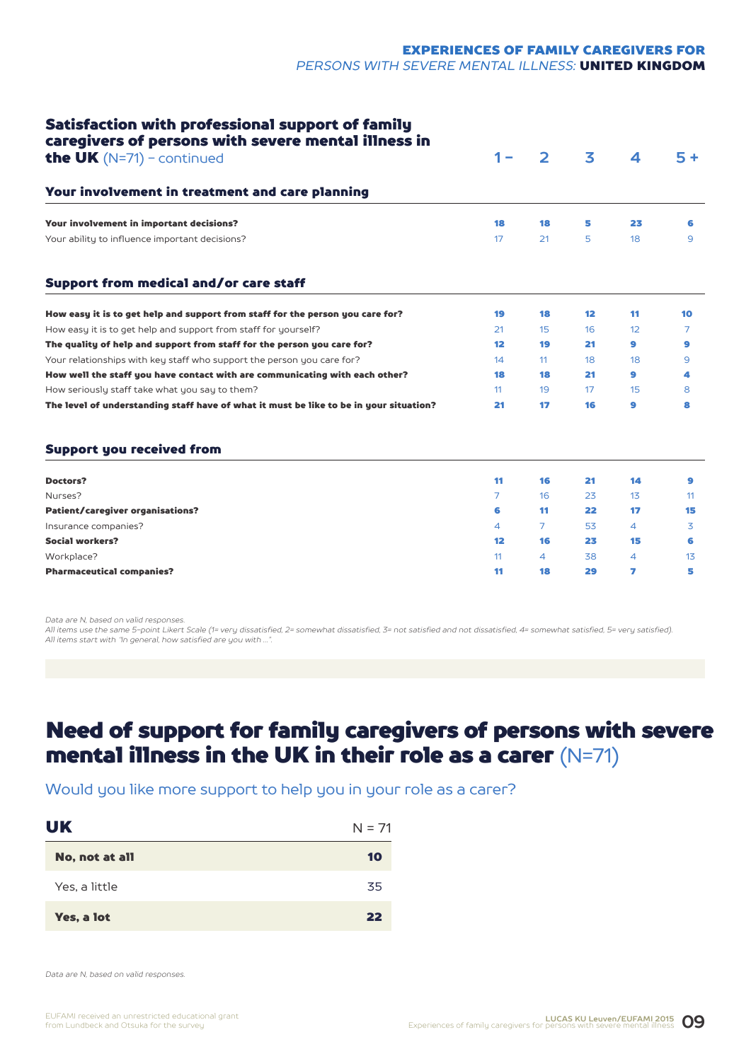## Satisfaction with professional support of family caregivers of persons with severe mental illness in the UK (N=71) – continued

| | 1 – | 2 | 3 | 4 | 5 + |
|---|---|---|---|---|---|
| **Your involvement in treatment and care planning** | | | | | |
| **Your involvement in important decisions?** | **18** | **18** | **5** | **23** | **6** |
| Your ability to influence important decisions? | 17 | 21 | 5 | 18 | 9 |
| **Support from medical and/or care staff** | | | | | |
| **How easy it is to get help and support from staff for the person you care for?** | **19** | **18** | **12** | **11** | **10** |
| How easy it is to get help and support from staff for yourself? | 21 | 15 | 16 | 12 | 7 |
| **The quality of help and support from staff for the person you care for?** | **12** | **19** | **21** | **9** | **9** |
| Your relationships with key staff who support the person you care for? | 14 | 11 | 18 | 18 | 9 |
| **How well the staff you have contact with are communicating with each other?** | **18** | **18** | **21** | **9** | **4** |
| How seriously staff take what you say to them? | 11 | 19 | 17 | 15 | 8 |
| **The level of understanding staff have of what it must be like to be in your situation?** | **21** | **17** | **16** | **9** | **8** |
| **Support you received from** | | | | | |
| **Doctors?** | **11** | **16** | **21** | **14** | **9** |
| Nurses? | 7 | 16 | 23 | 13 | 11 |
| **Patient/caregiver organisations?** | **6** | **11** | **22** | **17** | **15** |
| Insurance companies? | 4 | 7 | 53 | 4 | 3 |
| **Social workers?** | **12** | **16** | **23** | **15** | **6** |
| Workplace? | 11 | 4 | 38 | 4 | 13 |
| **Pharmaceutical companies?** | **11** | **18** | **29** | **7** | **5** |

*Data are N, based on valid responses.*
*All items use the same 5-point Likert Scale (1= very dissatisfied, 2= somewhat dissatisfied, 3= not satisfied and not dissatisfied, 4= somewhat satisfied, 5= very satisfied).*
*All items start with "In general, how satisfied are you with ...".*

# Need of support for family caregivers of persons with severe mental illness in the UK in their role as a carer (N=71)

Would you like more support to help you in your role as a carer?

| UK | N = 71 |
|---|---|
| **No, not at all** | **10** |
| Yes, a little | 35 |
| **Yes, a lot** | **22** |

*Data are N, based on valid responses.*

EUFAMI received an unrestricted educational grant from Lundbeck and Otsuka for the survey